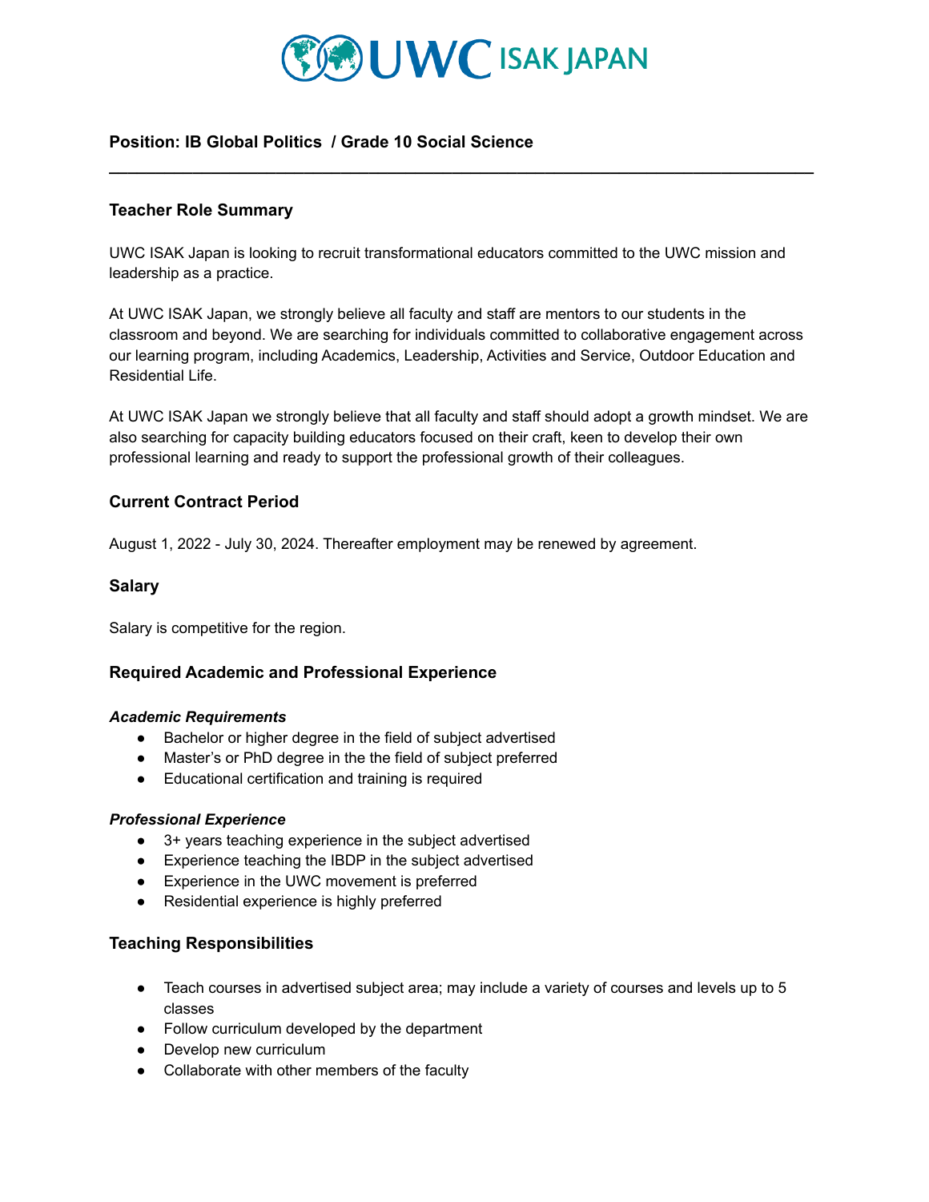UWC ISAK JAPAN

## Position: IB Global Politics / Grade 10 Social Science

---

### Teacher Role Summary

UWC ISAK Japan is looking to recruit transformational educators committed to the UWC mission and leadership as a practice.

At UWC ISAK Japan, we strongly believe all faculty and staff are mentors to our students in the classroom and beyond. We are searching for individuals committed to collaborative engagement across our learning program, including Academics, Leadership, Activities and Service, Outdoor Education and Residential Life.

At UWC ISAK Japan we strongly believe that all faculty and staff should adopt a growth mindset. We are also searching for capacity building educators focused on their craft, keen to develop their own professional learning and ready to support the professional growth of their colleagues.

### Current Contract Period

August 1, 2022 - July 30, 2024. Thereafter employment may be renewed by agreement.

### Salary

Salary is competitive for the region.

### Required Academic and Professional Experience

***Academic Requirements***

- Bachelor or higher degree in the field of subject advertised
- Master's or PhD degree in the the field of subject preferred
- Educational certification and training is required

***Professional Experience***

- 3+ years teaching experience in the subject advertised
- Experience teaching the IBDP in the subject advertised
- Experience in the UWC movement is preferred
- Residential experience is highly preferred

### Teaching Responsibilities

- Teach courses in advertised subject area; may include a variety of courses and levels up to 5 classes
- Follow curriculum developed by the department
- Develop new curriculum
- Collaborate with other members of the faculty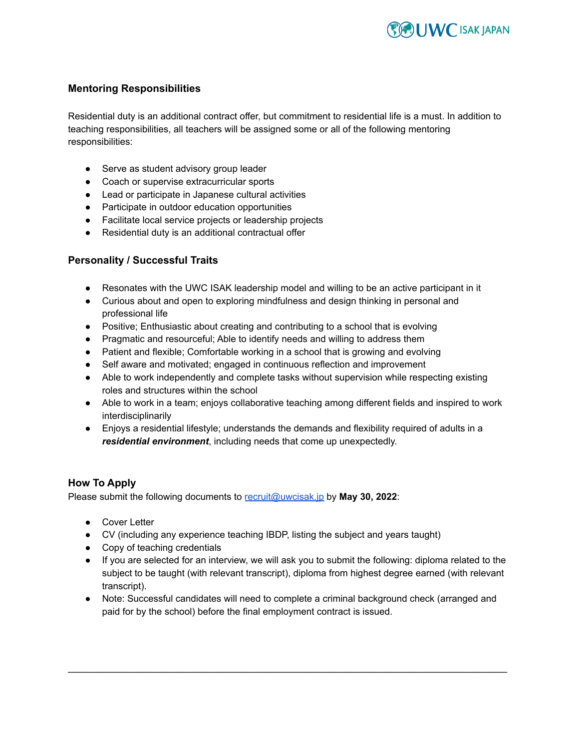### Mentoring Responsibilities

Residential duty is an additional contract offer, but commitment to residential life is a must. In addition to teaching responsibilities, all teachers will be assigned some or all of the following mentoring responsibilities:

- Serve as student advisory group leader
- Coach or supervise extracurricular sports
- Lead or participate in Japanese cultural activities
- Participate in outdoor education opportunities
- Facilitate local service projects or leadership projects
- Residential duty is an additional contractual offer

### Personality / Successful Traits

- Resonates with the UWC ISAK leadership model and willing to be an active participant in it
- Curious about and open to exploring mindfulness and design thinking in personal and professional life
- Positive; Enthusiastic about creating and contributing to a school that is evolving
- Pragmatic and resourceful; Able to identify needs and willing to address them
- Patient and flexible; Comfortable working in a school that is growing and evolving
- Self aware and motivated; engaged in continuous reflection and improvement
- Able to work independently and complete tasks without supervision while respecting existing roles and structures within the school
- Able to work in a team; enjoys collaborative teaching among different fields and inspired to work interdisciplinarily
- Enjoys a residential lifestyle; understands the demands and flexibility required of adults in a ***residential environment***, including needs that come up unexpectedly.

### How To Apply

Please submit the following documents to recruit@uwcisak.jp by **May 30, 2022**:

- Cover Letter
- CV (including any experience teaching IBDP, listing the subject and years taught)
- Copy of teaching credentials
- If you are selected for an interview, we will ask you to submit the following: diploma related to the subject to be taught (with relevant transcript), diploma from highest degree earned (with relevant transcript).
- Note: Successful candidates will need to complete a criminal background check (arranged and paid for by the school) before the final employment contract is issued.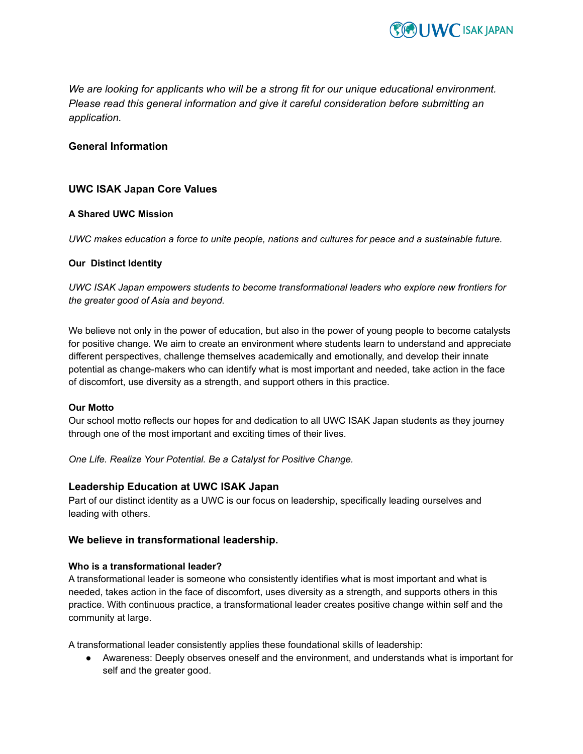*We are looking for applicants who will be a strong fit for our unique educational environment. Please read this general information and give it careful consideration before submitting an application.*

## General Information

## UWC ISAK Japan Core Values

### A Shared UWC Mission

*UWC makes education a force to unite people, nations and cultures for peace and a sustainable future.*

### Our Distinct Identity

*UWC ISAK Japan empowers students to become transformational leaders who explore new frontiers for the greater good of Asia and beyond.*

We believe not only in the power of education, but also in the power of young people to become catalysts for positive change. We aim to create an environment where students learn to understand and appreciate different perspectives, challenge themselves academically and emotionally, and develop their innate potential as change-makers who can identify what is most important and needed, take action in the face of discomfort, use diversity as a strength, and support others in this practice.

### Our Motto

Our school motto reflects our hopes for and dedication to all UWC ISAK Japan students as they journey through one of the most important and exciting times of their lives.

*One Life. Realize Your Potential. Be a Catalyst for Positive Change.*

## Leadership Education at UWC ISAK Japan

Part of our distinct identity as a UWC is our focus on leadership, specifically leading ourselves and leading with others.

## We believe in transformational leadership.

### Who is a transformational leader?

A transformational leader is someone who consistently identifies what is most important and what is needed, takes action in the face of discomfort, uses diversity as a strength, and supports others in this practice. With continuous practice, a transformational leader creates positive change within self and the community at large.

A transformational leader consistently applies these foundational skills of leadership:

- Awareness: Deeply observes oneself and the environment, and understands what is important for self and the greater good.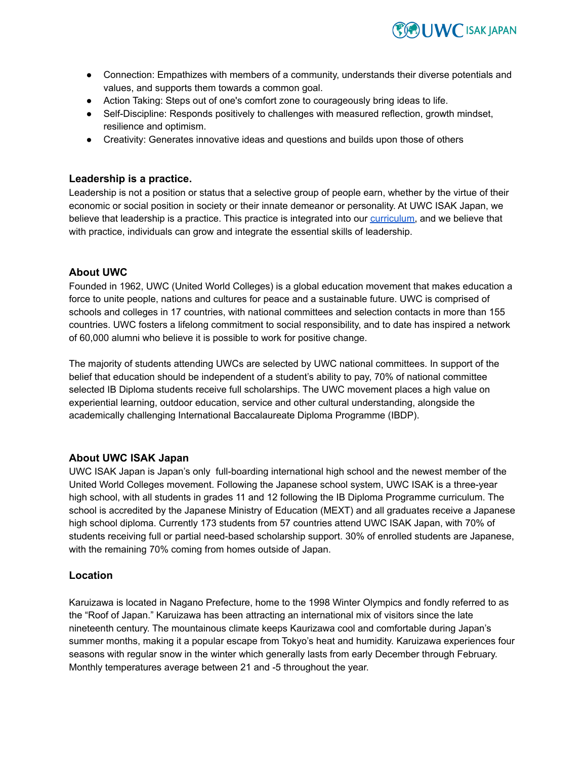- Connection: Empathizes with members of a community, understands their diverse potentials and values, and supports them towards a common goal.
- Action Taking: Steps out of one's comfort zone to courageously bring ideas to life.
- Self-Discipline: Responds positively to challenges with measured reflection, growth mindset, resilience and optimism.
- Creativity: Generates innovative ideas and questions and builds upon those of others

### Leadership is a practice.

Leadership is not a position or status that a selective group of people earn, whether by the virtue of their economic or social position in society or their innate demeanor or personality. At UWC ISAK Japan, we believe that leadership is a practice. This practice is integrated into our curriculum, and we believe that with practice, individuals can grow and integrate the essential skills of leadership.

### About UWC

Founded in 1962, UWC (United World Colleges) is a global education movement that makes education a force to unite people, nations and cultures for peace and a sustainable future. UWC is comprised of schools and colleges in 17 countries, with national committees and selection contacts in more than 155 countries. UWC fosters a lifelong commitment to social responsibility, and to date has inspired a network of 60,000 alumni who believe it is possible to work for positive change.

The majority of students attending UWCs are selected by UWC national committees. In support of the belief that education should be independent of a student's ability to pay, 70% of national committee selected IB Diploma students receive full scholarships. The UWC movement places a high value on experiential learning, outdoor education, service and other cultural understanding, alongside the academically challenging International Baccalaureate Diploma Programme (IBDP).

### About UWC ISAK Japan

UWC ISAK Japan is Japan's only full-boarding international high school and the newest member of the United World Colleges movement. Following the Japanese school system, UWC ISAK is a three-year high school, with all students in grades 11 and 12 following the IB Diploma Programme curriculum. The school is accredited by the Japanese Ministry of Education (MEXT) and all graduates receive a Japanese high school diploma. Currently 173 students from 57 countries attend UWC ISAK Japan, with 70% of students receiving full or partial need-based scholarship support. 30% of enrolled students are Japanese, with the remaining 70% coming from homes outside of Japan.

### Location

Karuizawa is located in Nagano Prefecture, home to the 1998 Winter Olympics and fondly referred to as the "Roof of Japan." Karuizawa has been attracting an international mix of visitors since the late nineteenth century. The mountainous climate keeps Kaurizawa cool and comfortable during Japan's summer months, making it a popular escape from Tokyo's heat and humidity. Karuizawa experiences four seasons with regular snow in the winter which generally lasts from early December through February. Monthly temperatures average between 21 and -5 throughout the year.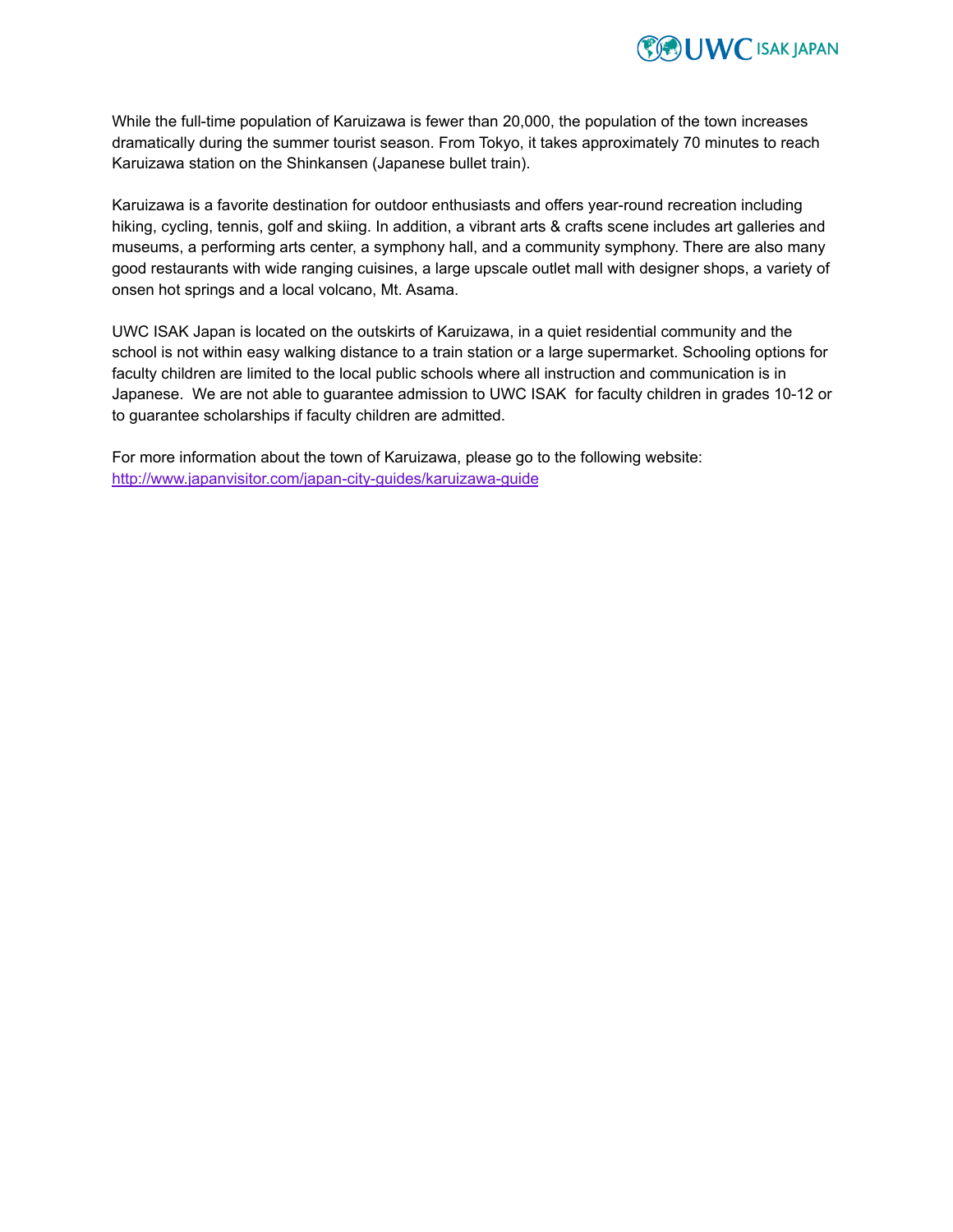While the full-time population of Karuizawa is fewer than 20,000, the population of the town increases dramatically during the summer tourist season. From Tokyo, it takes approximately 70 minutes to reach Karuizawa station on the Shinkansen (Japanese bullet train).

Karuizawa is a favorite destination for outdoor enthusiasts and offers year-round recreation including hiking, cycling, tennis, golf and skiing. In addition, a vibrant arts & crafts scene includes art galleries and museums, a performing arts center, a symphony hall, and a community symphony. There are also many good restaurants with wide ranging cuisines, a large upscale outlet mall with designer shops, a variety of onsen hot springs and a local volcano, Mt. Asama.

UWC ISAK Japan is located on the outskirts of Karuizawa, in a quiet residential community and the school is not within easy walking distance to a train station or a large supermarket. Schooling options for faculty children are limited to the local public schools where all instruction and communication is in Japanese. We are not able to guarantee admission to UWC ISAK for faculty children in grades 10-12 or to guarantee scholarships if faculty children are admitted.

For more information about the town of Karuizawa, please go to the following website: [http://www.japanvisitor.com/japan-city-guides/karuizawa-guide](http://www.japanvisitor.com/japan-city-guides/karuizawa-guide)